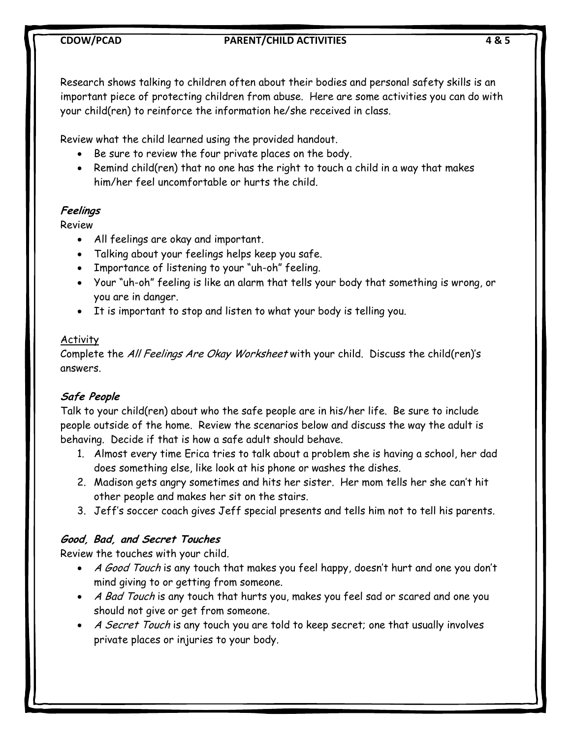Research shows talking to children often about their bodies and personal safety skills is an important piece of protecting children from abuse. Here are some activities you can do with your child(ren) to reinforce the information he/she received in class.

Review what the child learned using the provided handout.

- Be sure to review the four private places on the body.
- Remind child(ren) that no one has the right to touch a child in a way that makes him/her feel uncomfortable or hurts the child.

### *Feelings*

Review

- All feelings are okay and important.
- Talking about your feelings helps keep you safe.
- Importance of listening to your "uh-oh" feeling.
- Your "uh-oh" feeling is like an alarm that tells your body that something is wrong, or you are in danger.
- It is important to stop and listen to what your body is telling you.

<u>Activity</u>

Complete the *All Feelings Are Okay Worksheet* with your child. Discuss the child(ren)'s answers.

### *Safe People*

Talk to your child(ren) about who the safe people are in his/her life. Be sure to include people outside of the home. Review the scenarios below and discuss the way the adult is behaving. Decide if that is how a safe adult should behave.

1. Almost every time Erica tries to talk about a problem she is having a school, her dad does something else, like look at his phone or washes the dishes.
2. Madison gets angry sometimes and hits her sister. Her mom tells her she can't hit other people and makes her sit on the stairs.
3. Jeff's soccer coach gives Jeff special presents and tells him not to tell his parents.

### *Good, Bad, and Secret Touches*

Review the touches with your child.

- *A Good Touch* is any touch that makes you feel happy, doesn't hurt and one you don't mind giving to or getting from someone.
- *A Bad Touch* is any touch that hurts you, makes you feel sad or scared and one you should not give or get from someone.
- *A Secret Touch* is any touch you are told to keep secret; one that usually involves private places or injuries to your body.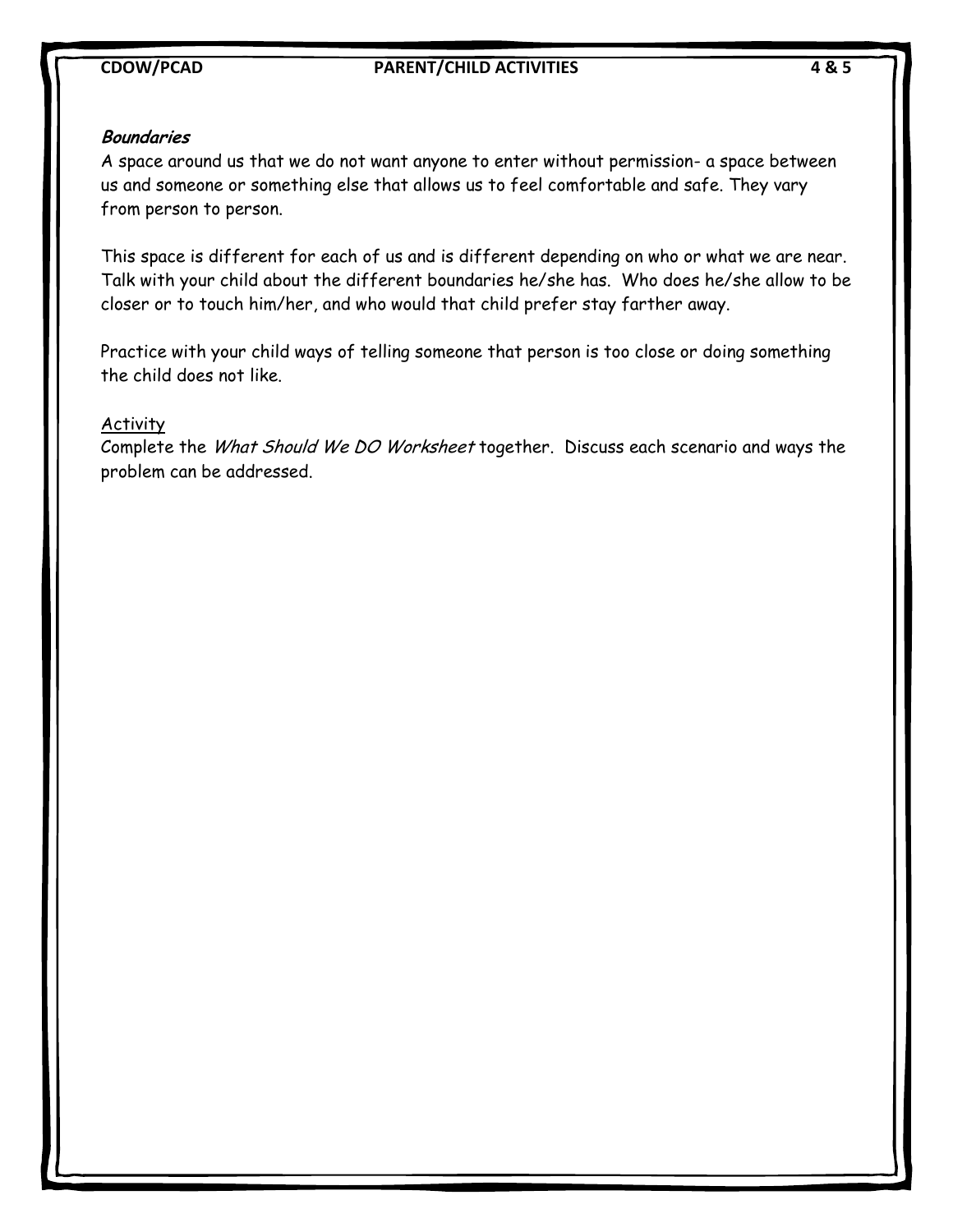## ***Boundaries***

A space around us that we do not want anyone to enter without permission- a space between us and someone or something else that allows us to feel comfortable and safe. They vary from person to person.

This space is different for each of us and is different depending on who or what we are near. Talk with your child about the different boundaries he/she has. Who does he/she allow to be closer or to touch him/her, and who would that child prefer stay farther away.

Practice with your child ways of telling someone that person is too close or doing something the child does not like.

<u>Activity</u>

Complete the *What Should We DO Worksheet* together. Discuss each scenario and ways the problem can be addressed.